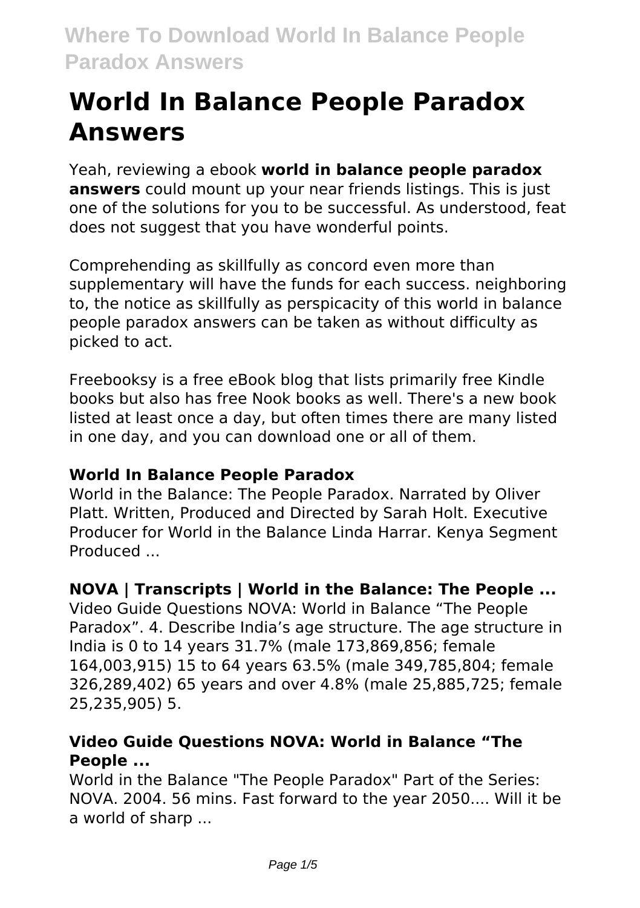# World In Balance People Paradox Answers

Yeah, reviewing a ebook **world in balance people paradox answers** could mount up your near friends listings. This is just one of the solutions for you to be successful. As understood, feat does not suggest that you have wonderful points.

Comprehending as skillfully as concord even more than supplementary will have the funds for each success. neighboring to, the notice as skillfully as perspicacity of this world in balance people paradox answers can be taken as without difficulty as picked to act.

Freebooksy is a free eBook blog that lists primarily free Kindle books but also has free Nook books as well. There's a new book listed at least once a day, but often times there are many listed in one day, and you can download one or all of them.

### World In Balance People Paradox

World in the Balance: The People Paradox. Narrated by Oliver Platt. Written, Produced and Directed by Sarah Holt. Executive Producer for World in the Balance Linda Harrar. Kenya Segment Produced ...

### NOVA | Transcripts | World in the Balance: The People ...

Video Guide Questions NOVA: World in Balance "The People Paradox". 4. Describe India's age structure. The age structure in India is 0 to 14 years 31.7% (male 173,869,856; female 164,003,915) 15 to 64 years 63.5% (male 349,785,804; female 326,289,402) 65 years and over 4.8% (male 25,885,725; female 25,235,905) 5.

### Video Guide Questions NOVA: World in Balance "The People ...

World in the Balance "The People Paradox" Part of the Series: NOVA. 2004. 56 mins. Fast forward to the year 2050.... Will it be a world of sharp ...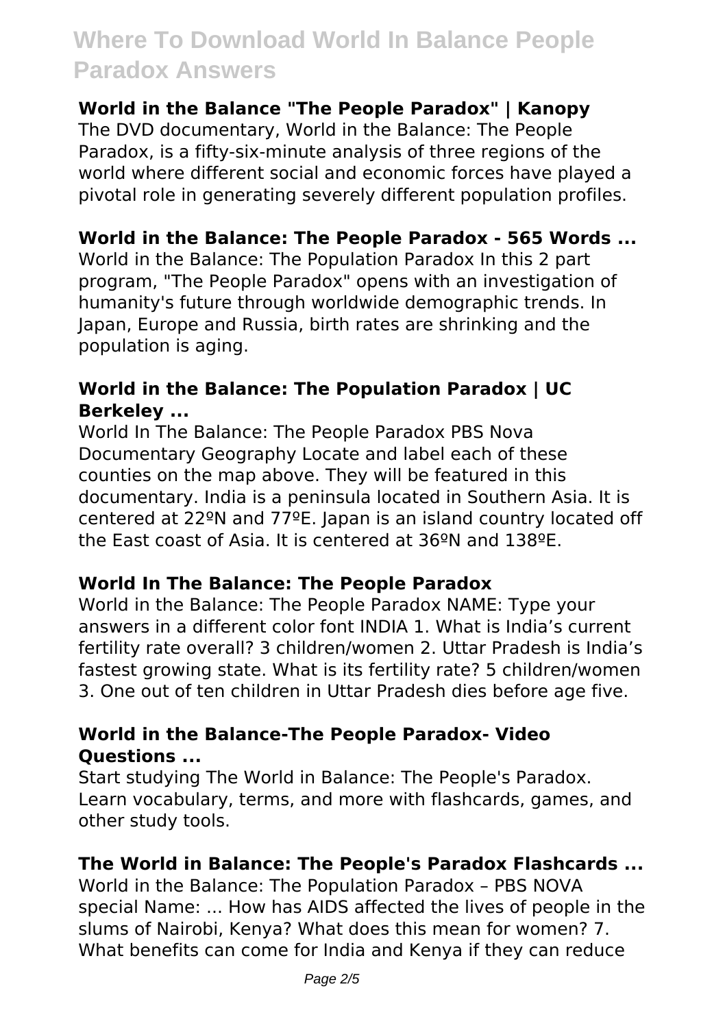### World in the Balance "The People Paradox" | Kanopy

The DVD documentary, World in the Balance: The People Paradox, is a fifty-six-minute analysis of three regions of the world where different social and economic forces have played a pivotal role in generating severely different population profiles.

### World in the Balance: The People Paradox - 565 Words ...

World in the Balance: The Population Paradox In this 2 part program, "The People Paradox" opens with an investigation of humanity's future through worldwide demographic trends. In Japan, Europe and Russia, birth rates are shrinking and the population is aging.

### World in the Balance: The Population Paradox | UC Berkeley ...

World In The Balance: The People Paradox PBS Nova Documentary Geography Locate and label each of these counties on the map above. They will be featured in this documentary. India is a peninsula located in Southern Asia. It is centered at 22ºN and 77ºE. Japan is an island country located off the East coast of Asia. It is centered at 36ºN and 138ºE.

### World In The Balance: The People Paradox

World in the Balance: The People Paradox NAME: Type your answers in a different color font INDIA 1. What is India's current fertility rate overall? 3 children/women 2. Uttar Pradesh is India's fastest growing state. What is its fertility rate? 5 children/women 3. One out of ten children in Uttar Pradesh dies before age five.

### World in the Balance-The People Paradox- Video Questions ...

Start studying The World in Balance: The People's Paradox. Learn vocabulary, terms, and more with flashcards, games, and other study tools.

### The World in Balance: The People's Paradox Flashcards ...

World in the Balance: The Population Paradox – PBS NOVA special Name: ... How has AIDS affected the lives of people in the slums of Nairobi, Kenya? What does this mean for women? 7. What benefits can come for India and Kenya if they can reduce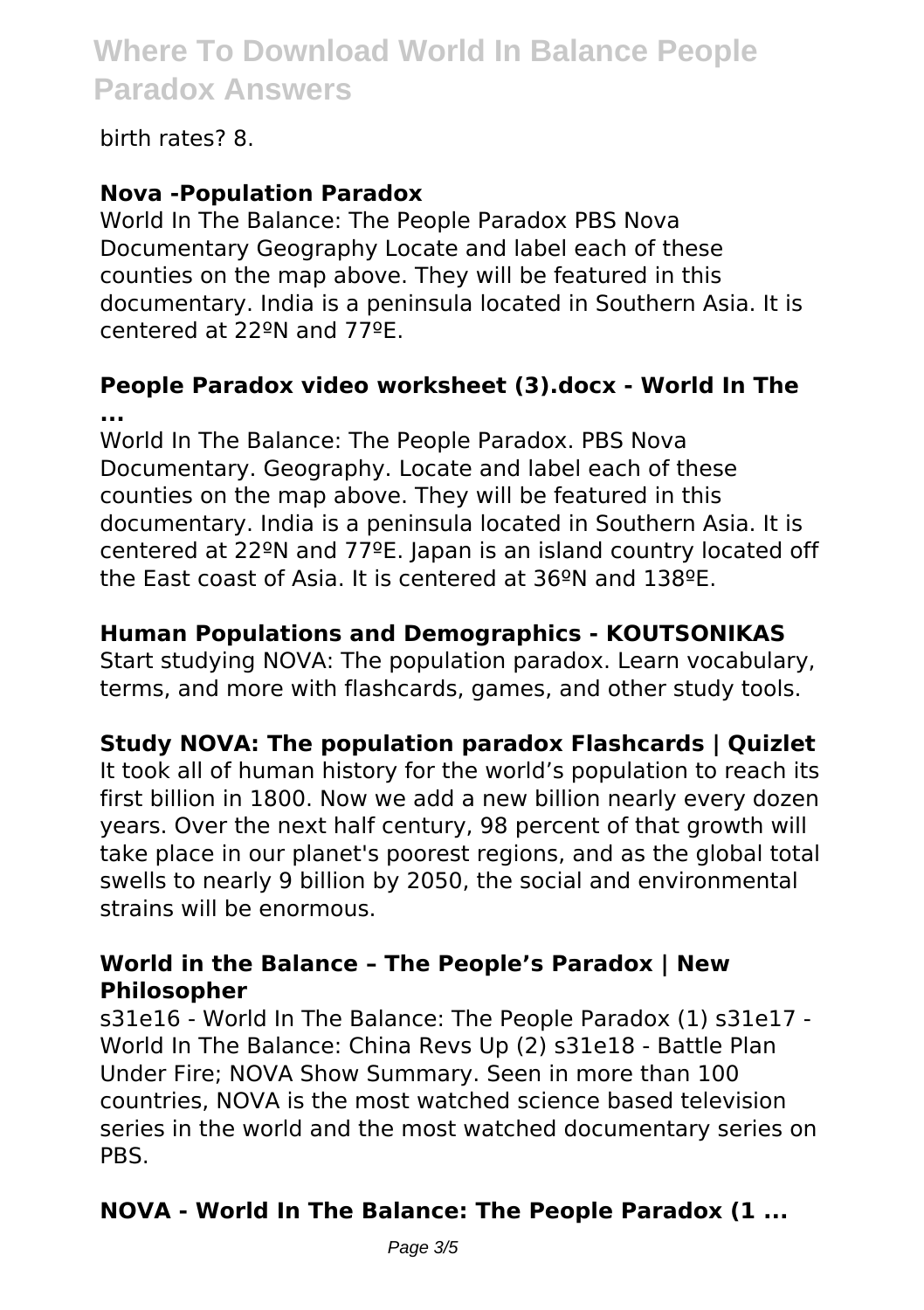birth rates? 8.

### Nova -Population Paradox

World In The Balance: The People Paradox PBS Nova Documentary Geography Locate and label each of these counties on the map above. They will be featured in this documentary. India is a peninsula located in Southern Asia. It is centered at 22ºN and 77ºE.

### People Paradox video worksheet (3).docx - World In The ...

World In The Balance: The People Paradox. PBS Nova Documentary. Geography. Locate and label each of these counties on the map above. They will be featured in this documentary. India is a peninsula located in Southern Asia. It is centered at 22ºN and 77ºE. Japan is an island country located off the East coast of Asia. It is centered at 36ºN and 138ºE.

### Human Populations and Demographics - KOUTSONIKAS

Start studying NOVA: The population paradox. Learn vocabulary, terms, and more with flashcards, games, and other study tools.

### Study NOVA: The population paradox Flashcards | Quizlet

It took all of human history for the world's population to reach its first billion in 1800. Now we add a new billion nearly every dozen years. Over the next half century, 98 percent of that growth will take place in our planet's poorest regions, and as the global total swells to nearly 9 billion by 2050, the social and environmental strains will be enormous.

### World in the Balance – The People's Paradox | New Philosopher

s31e16 - World In The Balance: The People Paradox (1) s31e17 - World In The Balance: China Revs Up (2) s31e18 - Battle Plan Under Fire; NOVA Show Summary. Seen in more than 100 countries, NOVA is the most watched science based television series in the world and the most watched documentary series on PBS.

### NOVA - World In The Balance: The People Paradox (1 ...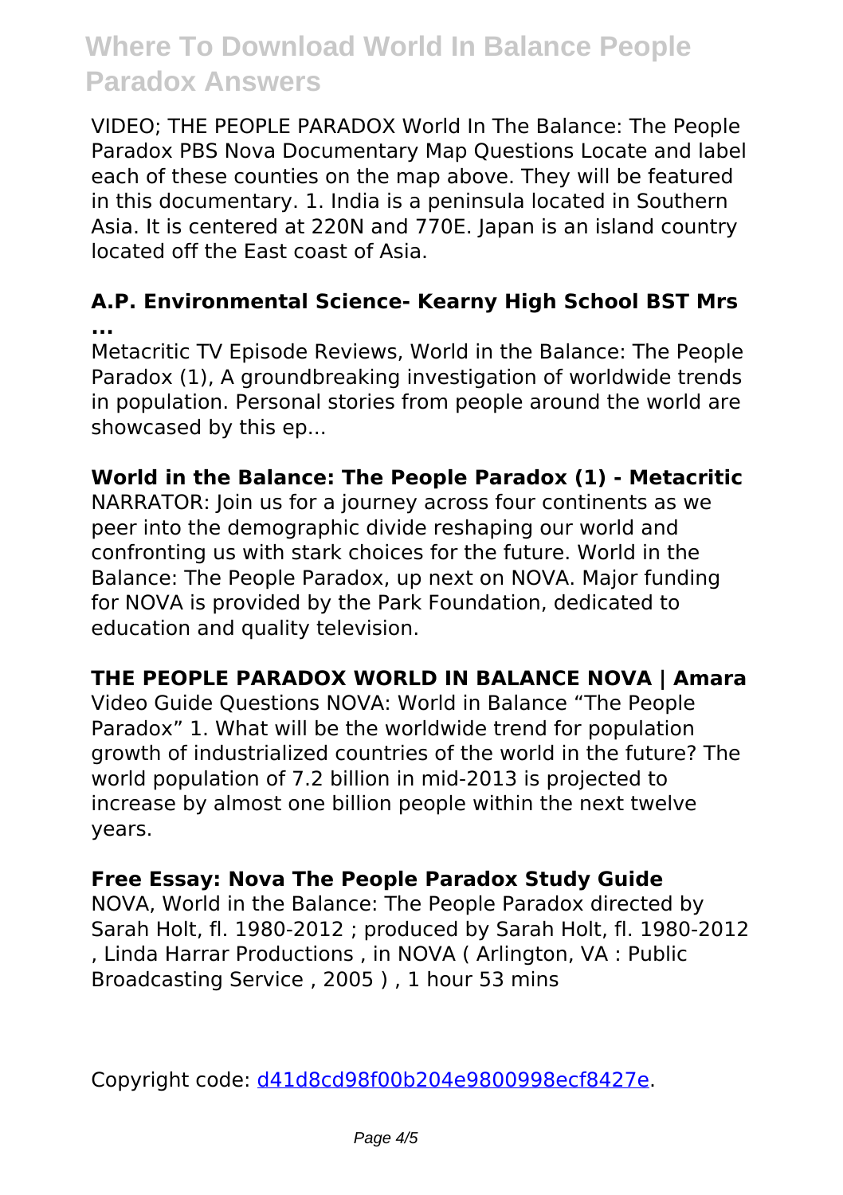VIDEO; THE PEOPLE PARADOX World In The Balance: The People Paradox PBS Nova Documentary Map Questions Locate and label each of these counties on the map above. They will be featured in this documentary. 1. India is a peninsula located in Southern Asia. It is centered at 220N and 770E. Japan is an island country located off the East coast of Asia.

**A.P. Environmental Science- Kearny High School BST Mrs ...**

Metacritic TV Episode Reviews, World in the Balance: The People Paradox (1), A groundbreaking investigation of worldwide trends in population. Personal stories from people around the world are showcased by this ep...

**World in the Balance: The People Paradox (1) - Metacritic**

NARRATOR: Join us for a journey across four continents as we peer into the demographic divide reshaping our world and confronting us with stark choices for the future. World in the Balance: The People Paradox, up next on NOVA. Major funding for NOVA is provided by the Park Foundation, dedicated to education and quality television.

**THE PEOPLE PARADOX WORLD IN BALANCE NOVA | Amara**

Video Guide Questions NOVA: World in Balance "The People Paradox" 1. What will be the worldwide trend for population growth of industrialized countries of the world in the future? The world population of 7.2 billion in mid-2013 is projected to increase by almost one billion people within the next twelve years.

**Free Essay: Nova The People Paradox Study Guide**

NOVA, World in the Balance: The People Paradox directed by Sarah Holt, fl. 1980-2012 ; produced by Sarah Holt, fl. 1980-2012 , Linda Harrar Productions , in NOVA ( Arlington, VA : Public Broadcasting Service , 2005 ) , 1 hour 53 mins

Copyright code: d41d8cd98f00b204e9800998ecf8427e.